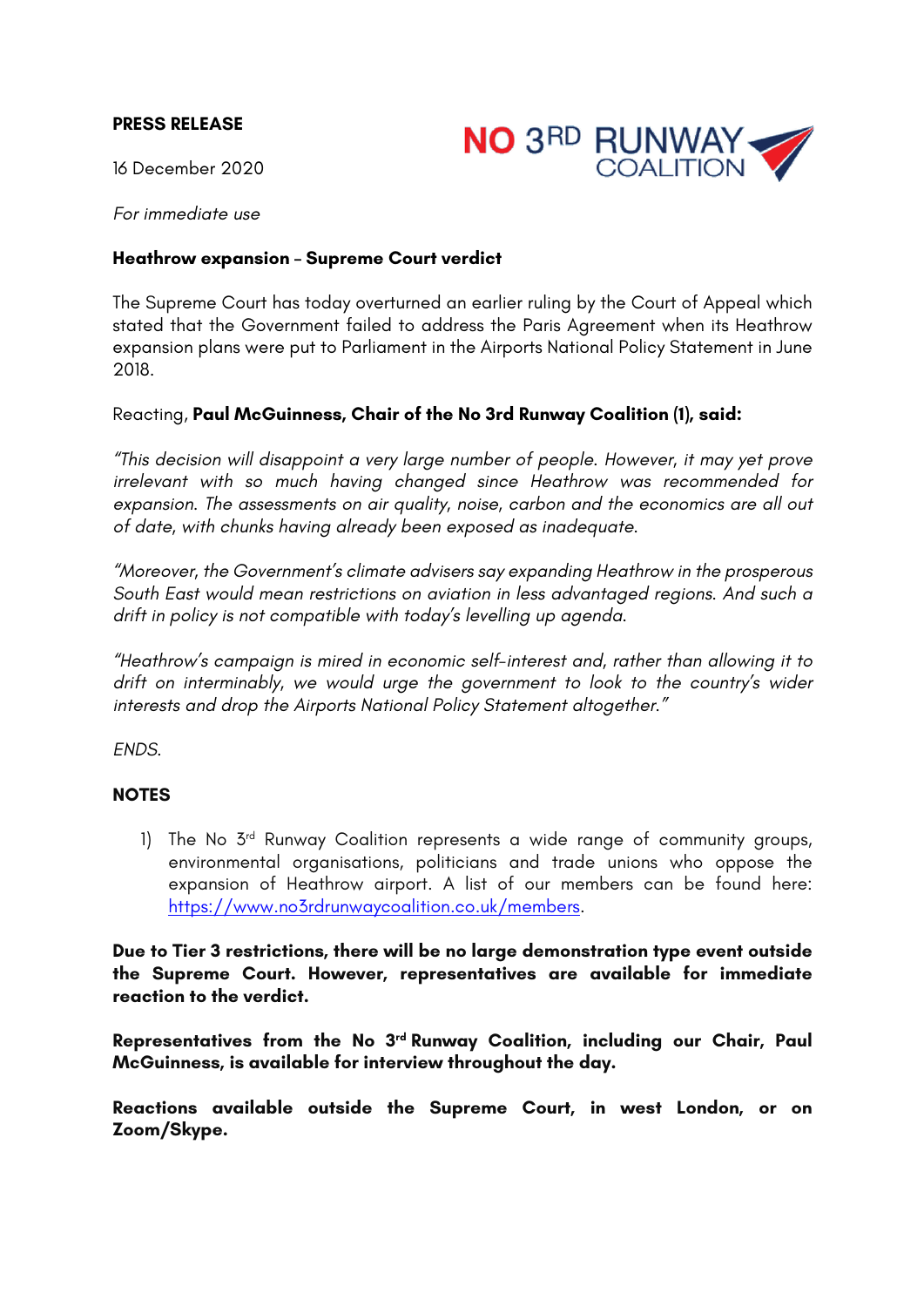**PRESS RELEASE**

NO 3RD RUNWAY COALITION

16 December 2020

*For immediate use*

**Heathrow expansion – Supreme Court verdict**

The Supreme Court has today overturned an earlier ruling by the Court of Appeal which stated that the Government failed to address the Paris Agreement when its Heathrow expansion plans were put to Parliament in the Airports National Policy Statement in June 2018.

Reacting, **Paul McGuinness, Chair of the No 3rd Runway Coalition (1), said:**

*"This decision will disappoint a very large number of people. However, it may yet prove irrelevant with so much having changed since Heathrow was recommended for expansion. The assessments on air quality, noise, carbon and the economics are all out of date, with chunks having already been exposed as inadequate.*

*"Moreover, the Government's climate advisers say expanding Heathrow in the prosperous South East would mean restrictions on aviation in less advantaged regions. And such a drift in policy is not compatible with today's levelling up agenda.*

*"Heathrow's campaign is mired in economic self-interest and, rather than allowing it to drift on interminably, we would urge the government to look to the country's wider interests and drop the Airports National Policy Statement altogether."*

*ENDS.*

**NOTES**

1) The No 3rd Runway Coalition represents a wide range of community groups, environmental organisations, politicians and trade unions who oppose the expansion of Heathrow airport. A list of our members can be found here: https://www.no3rdrunwaycoalition.co.uk/members.

**Due to Tier 3 restrictions, there will be no large demonstration type event outside the Supreme Court. However, representatives are available for immediate reaction to the verdict.**

**Representatives from the No 3rd Runway Coalition, including our Chair, Paul McGuinness, is available for interview throughout the day.**

**Reactions available outside the Supreme Court, in west London, or on Zoom/Skype.**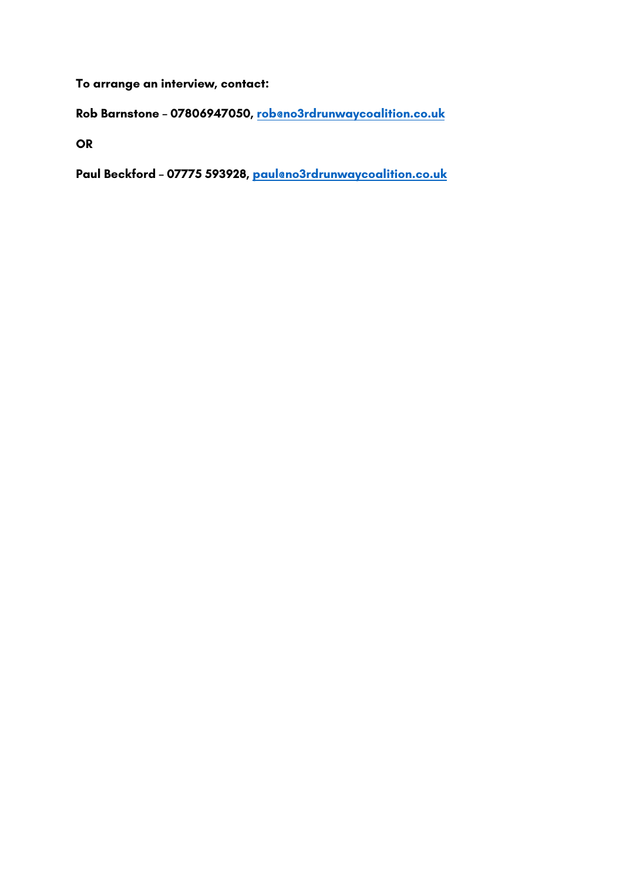**To arrange an interview, contact:**

**Rob Barnstone – 07806947050, [rob@no3rdrunwaycoalition.co.uk](mailto:rob@no3rdrunwaycoalition.co.uk)**

**OR**

**Paul Beckford – 07775 593928, [paul@no3rdrunwaycoalition.co.uk](mailto:paul@no3rdrunwaycoalition.co.uk)**